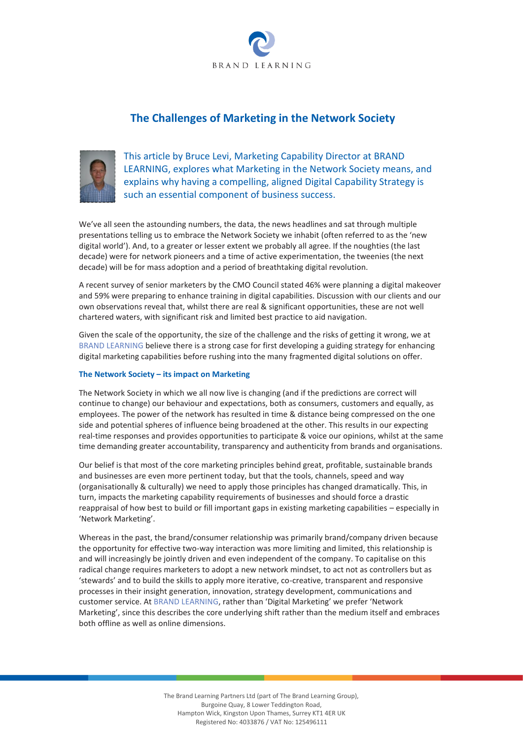BRAND LEARNING

# The Challenges of Marketing in the Network Society

This article by Bruce Levi, Marketing Capability Director at BRAND LEARNING, explores what Marketing in the Network Society means, and explains why having a compelling, aligned Digital Capability Strategy is such an essential component of business success.

We've all seen the astounding numbers, the data, the news headlines and sat through multiple presentations telling us to embrace the Network Society we inhabit (often referred to as the 'new digital world'). And, to a greater or lesser extent we probably all agree. If the noughties (the last decade) were for network pioneers and a time of active experimentation, the tweenies (the next decade) will be for mass adoption and a period of breathtaking digital revolution.

A recent survey of senior marketers by the CMO Council stated 46% were planning a digital makeover and 59% were preparing to enhance training in digital capabilities. Discussion with our clients and our own observations reveal that, whilst there are real & significant opportunities, these are not well chartered waters, with significant risk and limited best practice to aid navigation.

Given the scale of the opportunity, the size of the challenge and the risks of getting it wrong, we at BRAND LEARNING believe there is a strong case for first developing a guiding strategy for enhancing digital marketing capabilities before rushing into the many fragmented digital solutions on offer.

### The Network Society – its impact on Marketing

The Network Society in which we all now live is changing (and if the predictions are correct will continue to change) our behaviour and expectations, both as consumers, customers and equally, as employees. The power of the network has resulted in time & distance being compressed on the one side and potential spheres of influence being broadened at the other. This results in our expecting real-time responses and provides opportunities to participate & voice our opinions, whilst at the same time demanding greater accountability, transparency and authenticity from brands and organisations.

Our belief is that most of the core marketing principles behind great, profitable, sustainable brands and businesses are even more pertinent today, but that the tools, channels, speed and way (organisationally & culturally) we need to apply those principles has changed dramatically. This, in turn, impacts the marketing capability requirements of businesses and should force a drastic reappraisal of how best to build or fill important gaps in existing marketing capabilities – especially in 'Network Marketing'.

Whereas in the past, the brand/consumer relationship was primarily brand/company driven because the opportunity for effective two-way interaction was more limiting and limited, this relationship is and will increasingly be jointly driven and even independent of the company. To capitalise on this radical change requires marketers to adopt a new network mindset, to act not as controllers but as 'stewards' and to build the skills to apply more iterative, co-creative, transparent and responsive processes in their insight generation, innovation, strategy development, communications and customer service. At BRAND LEARNING, rather than 'Digital Marketing' we prefer 'Network Marketing', since this describes the core underlying shift rather than the medium itself and embraces both offline as well as online dimensions.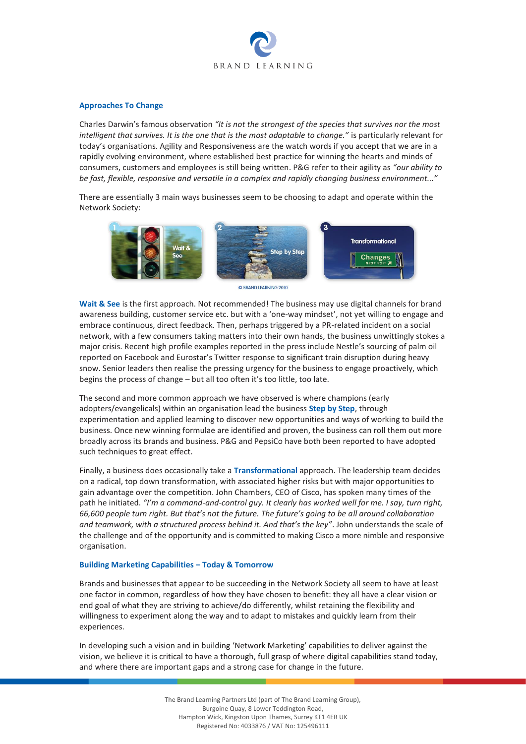## Approaches To Change

Charles Darwin's famous observation *"It is not the strongest of the species that survives nor the most intelligent that survives. It is the one that is the most adaptable to change."* is particularly relevant for today's organisations. Agility and Responsiveness are the watch words if you accept that we are in a rapidly evolving environment, where established best practice for winning the hearts and minds of consumers, customers and employees is still being written. P&G refer to their agility as *"our ability to be fast, flexible, responsive and versatile in a complex and rapidly changing business environment..."*

There are essentially 3 main ways businesses seem to be choosing to adapt and operate within the Network Society:

1 Wait & See — 2 Step by Step — 3 Transformational

© BRAND LEARNING 2010

**Wait & See** is the first approach. Not recommended! The business may use digital channels for brand awareness building, customer service etc. but with a 'one-way mindset', not yet willing to engage and embrace continuous, direct feedback. Then, perhaps triggered by a PR-related incident on a social network, with a few consumers taking matters into their own hands, the business unwittingly stokes a major crisis. Recent high profile examples reported in the press include Nestle's sourcing of palm oil reported on Facebook and Eurostar's Twitter response to significant train disruption during heavy snow. Senior leaders then realise the pressing urgency for the business to engage proactively, which begins the process of change – but all too often it's too little, too late.

The second and more common approach we have observed is where champions (early adopters/evangelicals) within an organisation lead the business **Step by Step**, through experimentation and applied learning to discover new opportunities and ways of working to build the business. Once new winning formulae are identified and proven, the business can roll them out more broadly across its brands and business. P&G and PepsiCo have both been reported to have adopted such techniques to great effect.

Finally, a business does occasionally take a **Transformational** approach. The leadership team decides on a radical, top down transformation, with associated higher risks but with major opportunities to gain advantage over the competition. John Chambers, CEO of Cisco, has spoken many times of the path he initiated. *"I'm a command-and-control guy. It clearly has worked well for me. I say, turn right, 66,600 people turn right. But that's not the future. The future's going to be all around collaboration and teamwork, with a structured process behind it. And that's the key"*. John understands the scale of the challenge and of the opportunity and is committed to making Cisco a more nimble and responsive organisation.

## Building Marketing Capabilities – Today & Tomorrow

Brands and businesses that appear to be succeeding in the Network Society all seem to have at least one factor in common, regardless of how they have chosen to benefit: they all have a clear vision or end goal of what they are striving to achieve/do differently, whilst retaining the flexibility and willingness to experiment along the way and to adapt to mistakes and quickly learn from their experiences.

In developing such a vision and in building 'Network Marketing' capabilities to deliver against the vision, we believe it is critical to have a thorough, full grasp of where digital capabilities stand today, and where there are important gaps and a strong case for change in the future.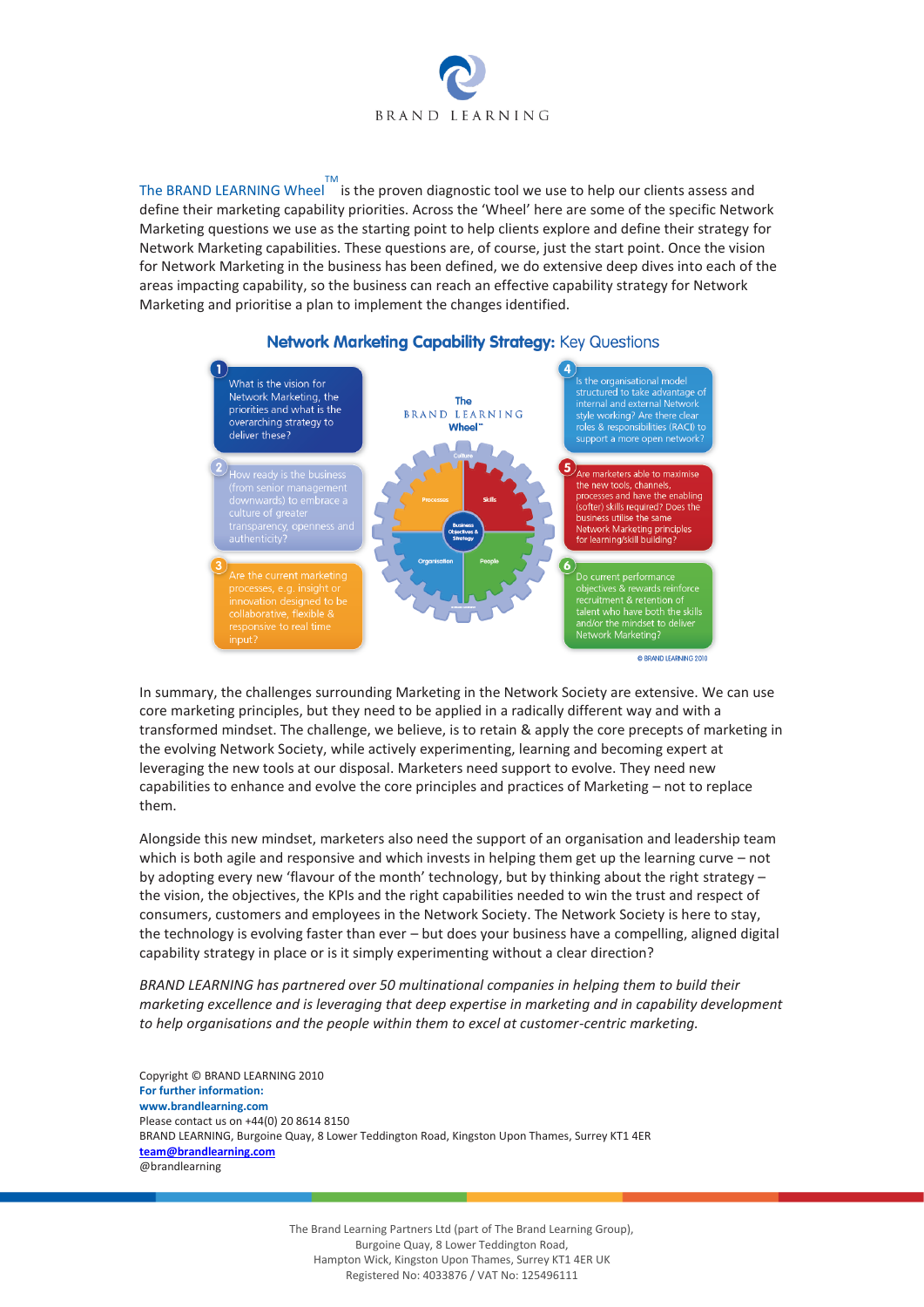BRAND LEARNING

The BRAND LEARNING Wheel™ is the proven diagnostic tool we use to help our clients assess and define their marketing capability priorities. Across the 'Wheel' here are some of the specific Network Marketing questions we use as the starting point to help clients explore and define their strategy for Network Marketing capabilities. These questions are, of course, just the start point. Once the vision for Network Marketing in the business has been defined, we do extensive deep dives into each of the areas impacting capability, so the business can reach an effective capability strategy for Network Marketing and prioritise a plan to implement the changes identified.

## Network Marketing Capability Strategy: Key Questions

1. What is the vision for Network Marketing, the priorities and what is the overarching strategy to deliver these?
2. How ready is the business (from senior management downwards) to embrace a culture of greater transparency, openness and authenticity?
3. Are the current marketing processes, e.g. insight or innovation designed to be collaborative, flexible & responsive to real time input?
4. Is the organisational model structured to take advantage of internal and external Network style working? Are there clear roles & responsibilities (RACI) to support a more open network?
5. Are marketers able to maximise the new tools, channels, processes and have the enabling (softer) skills required? Does the business utilise the same Network Marketing principles for learning/skill building?
6. Do current performance objectives & rewards reinforce recruitment & retention of talent who have both the skills and/or the mindset to deliver Network Marketing?

The BRAND LEARNING Wheel™

Culture

Processes

Skills

Business Objectives & Strategy

Organisation

People

© BRAND LEARNING 2010

In summary, the challenges surrounding Marketing in the Network Society are extensive. We can use core marketing principles, but they need to be applied in a radically different way and with a transformed mindset. The challenge, we believe, is to retain & apply the core precepts of marketing in the evolving Network Society, while actively experimenting, learning and becoming expert at leveraging the new tools at our disposal. Marketers need support to evolve. They need new capabilities to enhance and evolve the core principles and practices of Marketing – not to replace them.

Alongside this new mindset, marketers also need the support of an organisation and leadership team which is both agile and responsive and which invests in helping them get up the learning curve – not by adopting every new 'flavour of the month' technology, but by thinking about the right strategy – the vision, the objectives, the KPIs and the right capabilities needed to win the trust and respect of consumers, customers and employees in the Network Society. The Network Society is here to stay, the technology is evolving faster than ever – but does your business have a compelling, aligned digital capability strategy in place or is it simply experimenting without a clear direction?

*BRAND LEARNING has partnered over 50 multinational companies in helping them to build their marketing excellence and is leveraging that deep expertise in marketing and in capability development to help organisations and the people within them to excel at customer-centric marketing.*

Copyright © BRAND LEARNING 2010
**For further information:**
**www.brandlearning.com**
Please contact us on +44(0) 20 8614 8150
BRAND LEARNING, Burgoine Quay, 8 Lower Teddington Road, Kingston Upon Thames, Surrey KT1 4ER
**team@brandlearning.com**
@brandlearning

The Brand Learning Partners Ltd (part of The Brand Learning Group),
Burgoine Quay, 8 Lower Teddington Road,
Hampton Wick, Kingston Upon Thames, Surrey KT1 4ER UK
Registered No: 4033876 / VAT No: 125496111